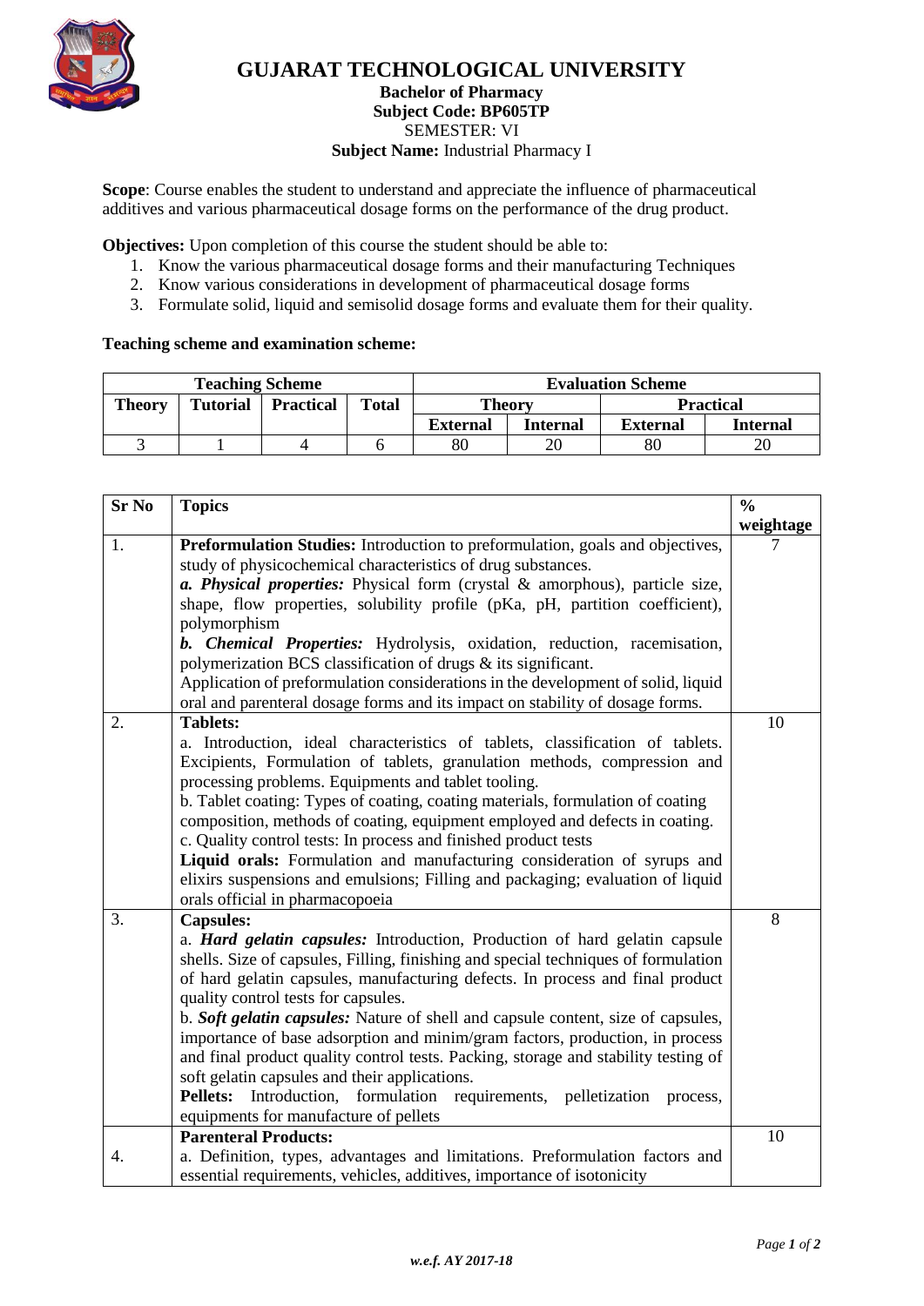# GUJARAT TECHNOLOGICAL UNIVERSITY

**Bachelor of Pharmacy**
**Subject Code: BP605TP**
SEMESTER: VI
**Subject Name:** Industrial Pharmacy I

**Scope**: Course enables the student to understand and appreciate the influence of pharmaceutical additives and various pharmaceutical dosage forms on the performance of the drug product.

**Objectives:** Upon completion of this course the student should be able to:

1. Know the various pharmaceutical dosage forms and their manufacturing Techniques
2. Know various considerations in development of pharmaceutical dosage forms
3. Formulate solid, liquid and semisolid dosage forms and evaluate them for their quality.

**Teaching scheme and examination scheme:**

| Teaching Scheme | | | | Evaluation Scheme | | | |
|---|---|---|---|---|---|---|---|
| Theory | Tutorial | Practical | Total | Theory | | Practical | |
| | | | | External | Internal | External | Internal |
| 3 | 1 | 4 | 6 | 80 | 20 | 80 | 20 |

| Sr No | Topics | % weightage |
|---|---|---|
| 1. | **Preformulation Studies:** Introduction to preformulation, goals and objectives, study of physicochemical characteristics of drug substances. ***a. Physical properties:*** Physical form (crystal & amorphous), particle size, shape, flow properties, solubility profile (pKa, pH, partition coefficient), polymorphism ***b. Chemical Properties:*** Hydrolysis, oxidation, reduction, racemisation, polymerization BCS classification of drugs & its significant. Application of preformulation considerations in the development of solid, liquid oral and parenteral dosage forms and its impact on stability of dosage forms. | 7 |
| 2. | **Tablets:** a. Introduction, ideal characteristics of tablets, classification of tablets. Excipients, Formulation of tablets, granulation methods, compression and processing problems. Equipments and tablet tooling. b. Tablet coating: Types of coating, coating materials, formulation of coating composition, methods of coating, equipment employed and defects in coating. c. Quality control tests: In process and finished product tests **Liquid orals:** Formulation and manufacturing consideration of syrups and elixirs suspensions and emulsions; Filling and packaging; evaluation of liquid orals official in pharmacopoeia | 10 |
| 3. | **Capsules:** a. ***Hard gelatin capsules:*** Introduction, Production of hard gelatin capsule shells. Size of capsules, Filling, finishing and special techniques of formulation of hard gelatin capsules, manufacturing defects. In process and final product quality control tests for capsules. b. ***Soft gelatin capsules:*** Nature of shell and capsule content, size of capsules, importance of base adsorption and minim/gram factors, production, in process and final product quality control tests. Packing, storage and stability testing of soft gelatin capsules and their applications. **Pellets:** Introduction, formulation requirements, pelletization process, equipments for manufacture of pellets | 8 |
| 4. | **Parenteral Products:** a. Definition, types, advantages and limitations. Preformulation factors and essential requirements, vehicles, additives, importance of isotonicity | 10 |

*w.e.f. AY 2017-18*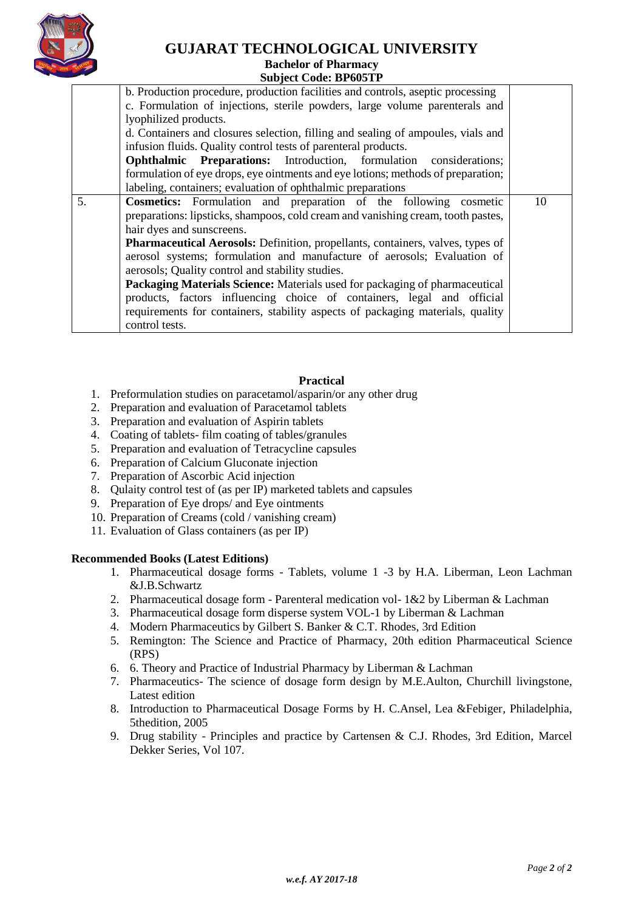| | | |
|---|---|---|
| | b. Production procedure, production facilities and controls, aseptic processing<br>c. Formulation of injections, sterile powders, large volume parenterals and lyophilized products.<br>d. Containers and closures selection, filling and sealing of ampoules, vials and infusion fluids. Quality control tests of parenteral products.<br>**Ophthalmic Preparations:** Introduction, formulation considerations; formulation of eye drops, eye ointments and eye lotions; methods of preparation; labeling, containers; evaluation of ophthalmic preparations | |
| 5. | **Cosmetics:** Formulation and preparation of the following cosmetic preparations: lipsticks, shampoos, cold cream and vanishing cream, tooth pastes, hair dyes and sunscreens.<br>**Pharmaceutical Aerosols:** Definition, propellants, containers, valves, types of aerosol systems; formulation and manufacture of aerosols; Evaluation of aerosols; Quality control and stability studies.<br>**Packaging Materials Science:** Materials used for packaging of pharmaceutical products, factors influencing choice of containers, legal and official requirements for containers, stability aspects of packaging materials, quality control tests. | 10 |

## Practical

1. Preformulation studies on paracetamol/asparin/or any other drug
2. Preparation and evaluation of Paracetamol tablets
3. Preparation and evaluation of Aspirin tablets
4. Coating of tablets- film coating of tables/granules
5. Preparation and evaluation of Tetracycline capsules
6. Preparation of Calcium Gluconate injection
7. Preparation of Ascorbic Acid injection
8. Qulaity control test of (as per IP) marketed tablets and capsules
9. Preparation of Eye drops/ and Eye ointments
10. Preparation of Creams (cold / vanishing cream)
11. Evaluation of Glass containers (as per IP)

**Recommended Books (Latest Editions)**

1. Pharmaceutical dosage forms - Tablets, volume 1 -3 by H.A. Liberman, Leon Lachman &J.B.Schwartz
2. Pharmaceutical dosage form - Parenteral medication vol- 1&2 by Liberman & Lachman
3. Pharmaceutical dosage form disperse system VOL-1 by Liberman & Lachman
4. Modern Pharmaceutics by Gilbert S. Banker & C.T. Rhodes, 3rd Edition
5. Remington: The Science and Practice of Pharmacy, 20th edition Pharmaceutical Science (RPS)
6. 6. Theory and Practice of Industrial Pharmacy by Liberman & Lachman
7. Pharmaceutics- The science of dosage form design by M.E.Aulton, Churchill livingstone, Latest edition
8. Introduction to Pharmaceutical Dosage Forms by H. C.Ansel, Lea &Febiger, Philadelphia, 5thedition, 2005
9. Drug stability - Principles and practice by Cartensen & C.J. Rhodes, 3rd Edition, Marcel Dekker Series, Vol 107.

*w.e.f. AY 2017-18*